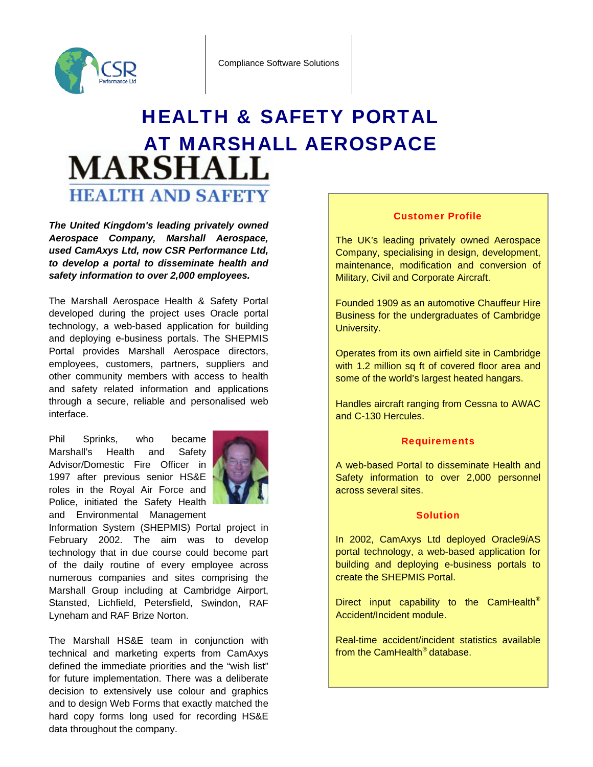CSR Performance Ltd

Compliance Software Solutions

# HEALTH & SAFETY PORTAL AT MARSHALL AEROSPACE

MARSHALL

HEALTH AND SAFETY

***The United Kingdom's leading privately owned Aerospace Company, Marshall Aerospace, used CamAxys Ltd, now CSR Performance Ltd, to develop a portal to disseminate health and safety information to over 2,000 employees.***

The Marshall Aerospace Health & Safety Portal developed during the project uses Oracle portal technology, a web-based application for building and deploying e-business portals. The SHEPMIS Portal provides Marshall Aerospace directors, employees, customers, partners, suppliers and other community members with access to health and safety related information and applications through a secure, reliable and personalised web interface.

Phil Sprinks, who became Marshall's Health and Safety Advisor/Domestic Fire Officer in 1997 after previous senior HS&E roles in the Royal Air Force and Police, initiated the Safety Health and Environmental Management Information System (SHEPMIS) Portal project in February 2002. The aim was to develop technology that in due course could become part of the daily routine of every employee across numerous companies and sites comprising the Marshall Group including at Cambridge Airport, Stansted, Lichfield, Petersfield, Swindon, RAF Lyneham and RAF Brize Norton.

The Marshall HS&E team in conjunction with technical and marketing experts from CamAxys defined the immediate priorities and the "wish list" for future implementation. There was a deliberate decision to extensively use colour and graphics and to design Web Forms that exactly matched the hard copy forms long used for recording HS&E data throughout the company.

### Customer Profile

The UK's leading privately owned Aerospace Company, specialising in design, development, maintenance, modification and conversion of Military, Civil and Corporate Aircraft.

Founded 1909 as an automotive Chauffeur Hire Business for the undergraduates of Cambridge University.

Operates from its own airfield site in Cambridge with 1.2 million sq ft of covered floor area and some of the world's largest heated hangars.

Handles aircraft ranging from Cessna to AWAC and C-130 Hercules.

### Requirements

A web-based Portal to disseminate Health and Safety information to over 2,000 personnel across several sites.

### Solution

In 2002, CamAxys Ltd deployed Oracle9*i*AS portal technology, a web-based application for building and deploying e-business portals to create the SHEPMIS Portal.

Direct input capability to the CamHealth® Accident/Incident module.

Real-time accident/incident statistics available from the CamHealth® database.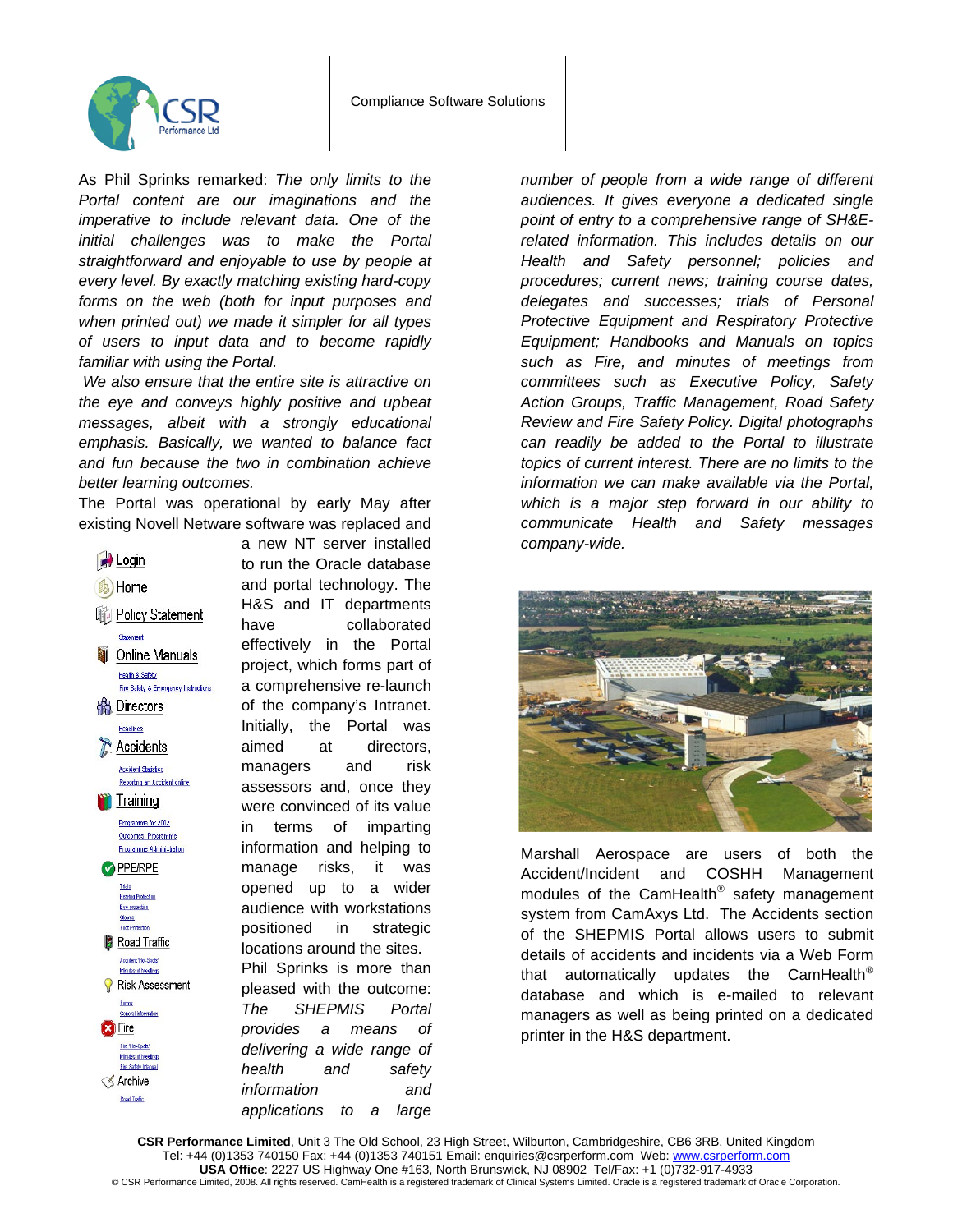As Phil Sprinks remarked: *The only limits to the Portal content are our imaginations and the imperative to include relevant data. One of the initial challenges was to make the Portal straightforward and enjoyable to use by people at every level. By exactly matching existing hard-copy forms on the web (both for input purposes and when printed out) we made it simpler for all types of users to input data and to become rapidly familiar with using the Portal.*

*We also ensure that the entire site is attractive on the eye and conveys highly positive and upbeat messages, albeit with a strongly educational emphasis. Basically, we wanted to balance fact and fun because the two in combination achieve better learning outcomes.*

The Portal was operational by early May after existing Novell Netware software was replaced and a new NT server installed to run the Oracle database and portal technology. The H&S and IT departments have collaborated effectively in the Portal project, which forms part of a comprehensive re-launch of the company's Intranet. Initially, the Portal was aimed at directors, managers and risk assessors and, once they were convinced of its value in terms of imparting information and helping to manage risks, it was opened up to a wider audience with workstations positioned in strategic locations around the sites.

Phil Sprinks is more than pleased with the outcome: *The SHEPMIS Portal provides a means of delivering a wide range of health and safety information and applications to a large number of people from a wide range of different audiences. It gives everyone a dedicated single point of entry to a comprehensive range of SH&E-related information. This includes details on our Health and Safety personnel; policies and procedures; current news; training course dates, delegates and successes; trials of Personal Protective Equipment and Respiratory Protective Equipment; Handbooks and Manuals on topics such as Fire, and minutes of meetings from committees such as Executive Policy, Safety Action Groups, Traffic Management, Road Safety Review and Fire Safety Policy. Digital photographs can readily be added to the Portal to illustrate topics of current interest. There are no limits to the information we can make available via the Portal, which is a major step forward in our ability to communicate Health and Safety messages company-wide.*

Marshall Aerospace are users of both the Accident/Incident and COSHH Management modules of the CamHealth® safety management system from CamAxys Ltd. The Accidents section of the SHEPMIS Portal allows users to submit details of accidents and incidents via a Web Form that automatically updates the CamHealth® database and which is e-mailed to relevant managers as well as being printed on a dedicated printer in the H&S department.

**CSR Performance Limited**, Unit 3 The Old School, 23 High Street, Wilburton, Cambridgeshire, CB6 3RB, United Kingdom
Tel: +44 (0)1353 740150 Fax: +44 (0)1353 740151 Email: enquiries@csrperform.com Web: www.csrperform.com
**USA Office**: 2227 US Highway One #163, North Brunswick, NJ 08902 Tel/Fax: +1 (0)732-917-4933
© CSR Performance Limited, 2008. All rights reserved. CamHealth is a registered trademark of Clinical Systems Limited. Oracle is a registered trademark of Oracle Corporation.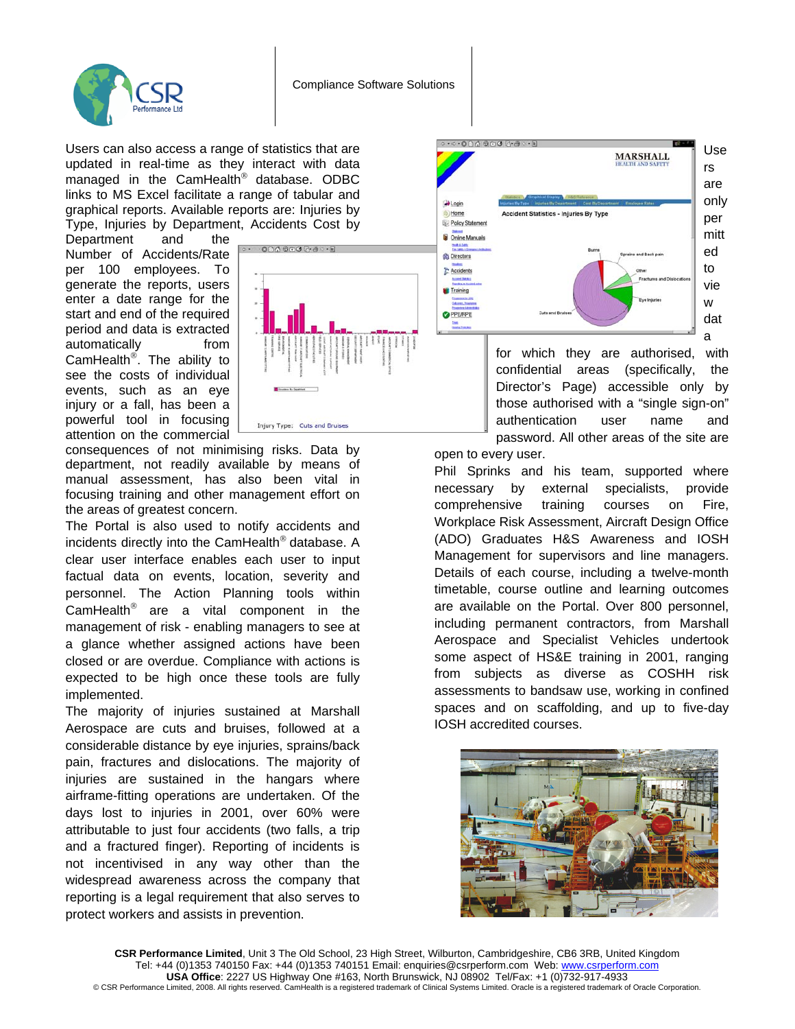Users can also access a range of statistics that are updated in real-time as they interact with data managed in the CamHealth® database. ODBC links to MS Excel facilitate a range of tabular and graphical reports. Available reports are: Injuries by Type, Injuries by Department, Accidents Cost by Department and the Number of Accidents/Rate per 100 employees. To generate the reports, users enter a date range for the start and end of the required period and data is extracted automatically from CamHealth®. The ability to see the costs of individual events, such as an eye injury or a fall, has been a powerful tool in focusing attention on the commercial consequences of not minimising risks. Data by department, not readily available by means of manual assessment, has also been vital in focusing training and other management effort on the areas of greatest concern.

The Portal is also used to notify accidents and incidents directly into the CamHealth® database. A clear user interface enables each user to input factual data on events, location, severity and personnel. The Action Planning tools within CamHealth® are a vital component in the management of risk - enabling managers to see at a glance whether assigned actions have been closed or are overdue. Compliance with actions is expected to be high once these tools are fully implemented.

The majority of injuries sustained at Marshall Aerospace are cuts and bruises, followed at a considerable distance by eye injuries, sprains/back pain, fractures and dislocations. The majority of injuries are sustained in the hangars where airframe-fitting operations are undertaken. Of the days lost to injuries in 2001, over 60% were attributable to just four accidents (two falls, a trip and a fractured finger). Reporting of incidents is not incentivised in any way other than the widespread awareness across the company that reporting is a legal requirement that also serves to protect workers and assists in prevention.

Users are only permitted to view data for which they are authorised, with confidential areas (specifically, the Director's Page) accessible only by those authorised with a "single sign-on" authentication user name and password. All other areas of the site are open to every user.

Phil Sprinks and his team, supported where necessary by external specialists, provide comprehensive training courses on Fire, Workplace Risk Assessment, Aircraft Design Office (ADO) Graduates H&S Awareness and IOSH Management for supervisors and line managers. Details of each course, including a twelve-month timetable, course outline and learning outcomes are available on the Portal. Over 800 personnel, including permanent contractors, from Marshall Aerospace and Specialist Vehicles undertook some aspect of HS&E training in 2001, ranging from subjects as diverse as COSHH risk assessments to bandsaw use, working in confined spaces and on scaffolding, and up to five-day IOSH accredited courses.

**CSR Performance Limited**, Unit 3 The Old School, 23 High Street, Wilburton, Cambridgeshire, CB6 3RB, United Kingdom
Tel: +44 (0)1353 740150 Fax: +44 (0)1353 740151 Email: enquiries@csrperform.com Web: www.csrperform.com
**USA Office**: 2227 US Highway One #163, North Brunswick, NJ 08902 Tel/Fax: +1 (0)732-917-4933
© CSR Performance Limited, 2008. All rights reserved. CamHealth is a registered trademark of Clinical Systems Limited. Oracle is a registered trademark of Oracle Corporation.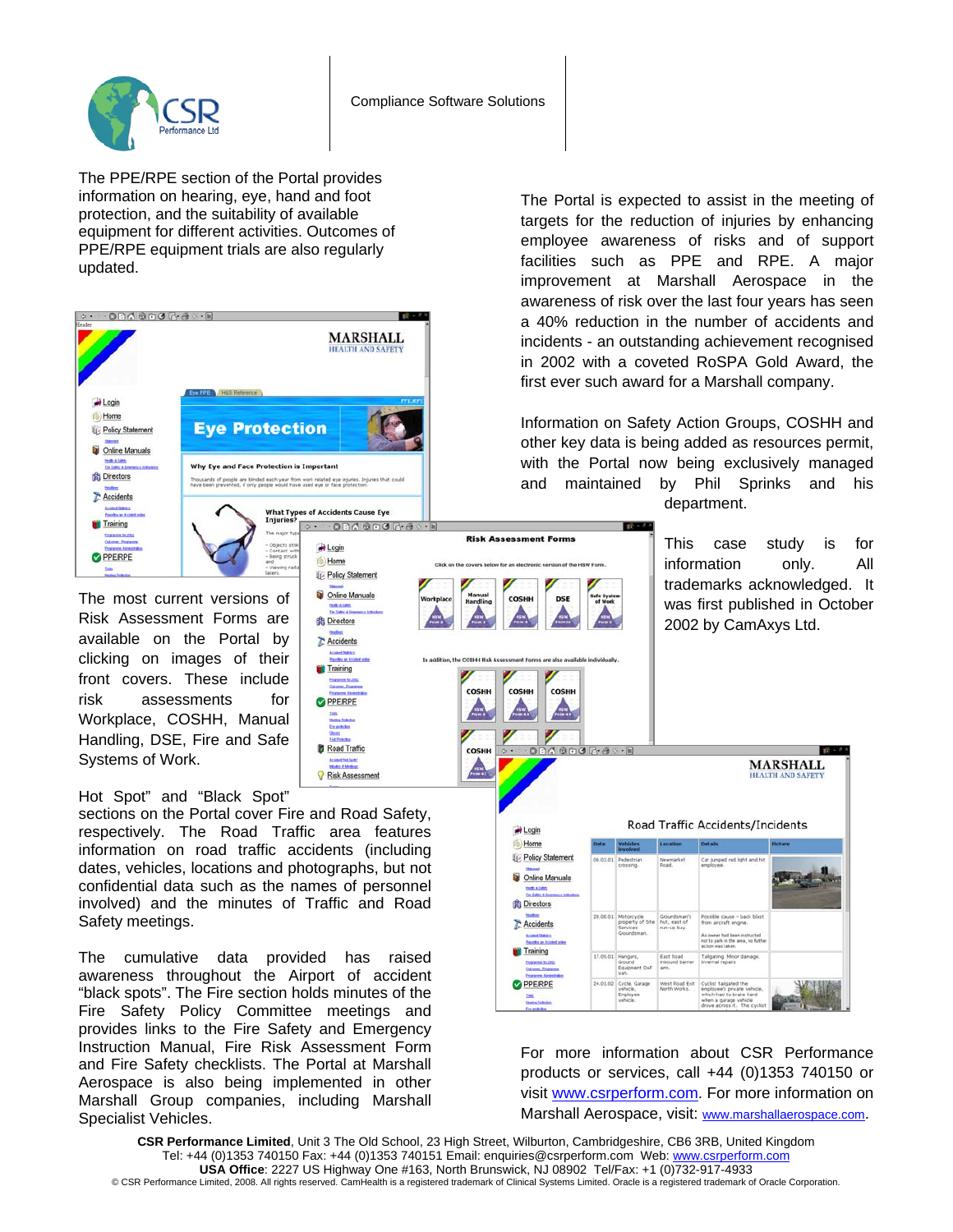Compliance Software Solutions

The PPE/RPE section of the Portal provides information on hearing, eye, hand and foot protection, and the suitability of available equipment for different activities. Outcomes of PPE/RPE equipment trials are also regularly updated.

The most current versions of Risk Assessment Forms are available on the Portal by clicking on images of their front covers. These include risk assessments for Workplace, COSHH, Manual Handling, DSE, Fire and Safe Systems of Work.

Hot Spot" and "Black Spot" sections on the Portal cover Fire and Road Safety, respectively. The Road Traffic area features information on road traffic accidents (including dates, vehicles, locations and photographs, but not confidential data such as the names of personnel involved) and the minutes of Traffic and Road Safety meetings.

The cumulative data provided has raised awareness throughout the Airport of accident "black spots". The Fire section holds minutes of the Fire Safety Policy Committee meetings and provides links to the Fire Safety and Emergency Instruction Manual, Fire Risk Assessment Form and Fire Safety checklists. The Portal at Marshall Aerospace is also being implemented in other Marshall Group companies, including Marshall Specialist Vehicles.

The Portal is expected to assist in the meeting of targets for the reduction of injuries by enhancing employee awareness of risks and of support facilities such as PPE and RPE. A major improvement at Marshall Aerospace in the awareness of risk over the last four years has seen a 40% reduction in the number of accidents and incidents - an outstanding achievement recognised in 2002 with a coveted RoSPA Gold Award, the first ever such award for a Marshall company.

Information on Safety Action Groups, COSHH and other key data is being added as resources permit, with the Portal now being exclusively managed and maintained by Phil Sprinks and his department.

This case study is for information only. All trademarks acknowledged. It was first published in October 2002 by CamAxys Ltd.

For more information about CSR Performance products or services, call +44 (0)1353 740150 or visit www.csrperform.com. For more information on Marshall Aerospace, visit: www.marshallaerospace.com.

**CSR Performance Limited**, Unit 3 The Old School, 23 High Street, Wilburton, Cambridgeshire, CB6 3RB, United Kingdom
Tel: +44 (0)1353 740150 Fax: +44 (0)1353 740151 Email: enquiries@csrperform.com Web: www.csrperform.com
**USA Office**: 2227 US Highway One #163, North Brunswick, NJ 08902 Tel/Fax: +1 (0)732-917-4933
© CSR Performance Limited, 2008. All rights reserved. CamHealth is a registered trademark of Clinical Systems Limited. Oracle is a registered trademark of Oracle Corporation.